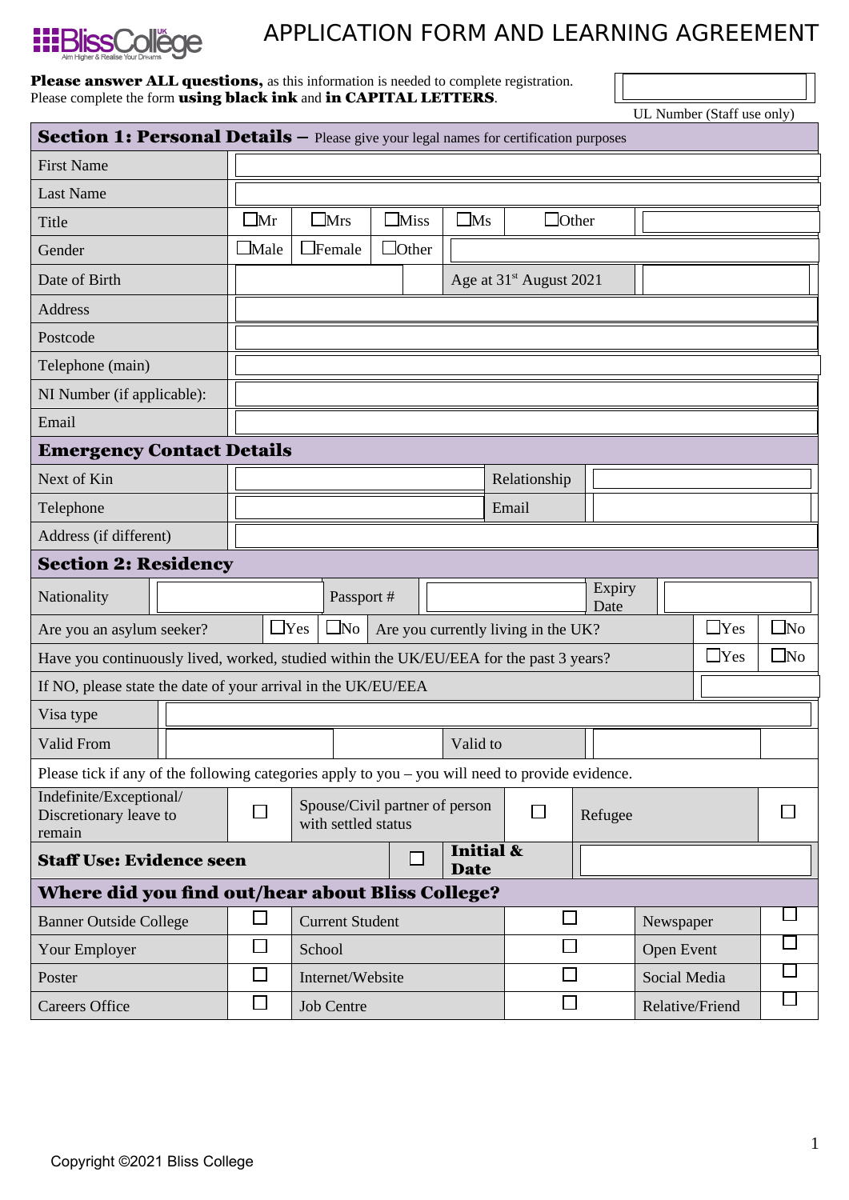BlissCollege UK
Aim Higher & Realise Your Dreams

# APPLICATION FORM AND LEARNING AGREEMENT

**Please answer ALL questions,** as this information is needed to complete registration.
Please complete the form **using black ink** and **in CAPITAL LETTERS**.

UL Number (Staff use only)

## Section 1: Personal Details – Please give your legal names for certification purposes

| | | | | | | |
|---|---|---|---|---|---|---|
| First Name | | | | | | |
| Last Name | | | | | | |
| Title | ☐Mr | ☐Mrs | ☐Miss | ☐Ms | ☐Other | |
| Gender | ☐Male | ☐Female | ☐Other | | | |
| Date of Birth | | | | Age at 31st August 2021 | | |
| Address | | | | | | |
| Postcode | | | | | | |
| Telephone (main) | | | | | | |
| NI Number (if applicable): | | | | | | |
| Email | | | | | | |

## Emergency Contact Details

| | | | |
|---|---|---|---|
| Next of Kin | | Relationship | |
| Telephone | | Email | |
| Address (if different) | | | |

## Section 2: Residency

| | | | | | | |
|---|---|---|---|---|---|---|
| Nationality | | Passport # | | Expiry Date | | |
| Are you an asylum seeker? | ☐Yes | ☐No | Are you currently living in the UK? | | ☐Yes | ☐No |
| Have you continuously lived, worked, studied within the UK/EU/EEA for the past 3 years? | | | | | ☐Yes | ☐No |
| If NO, please state the date of your arrival in the UK/EU/EEA | | | | | | |
| Visa type | | | | | | |
| Valid From | | | Valid to | | | |

Please tick if any of the following categories apply to you – you will need to provide evidence.

| | | | | | |
|---|---|---|---|---|---|
| Indefinite/Exceptional/ Discretionary leave to remain | ☐ | Spouse/Civil partner of person with settled status | ☐ | Refugee | ☐ |
| **Staff Use: Evidence seen** | ☐ | **Initial & Date** | | | |

## Where did you find out/hear about Bliss College?

| | | | | | |
|---|---|---|---|---|---|
| Banner Outside College | ☐ | Current Student | ☐ | Newspaper | ☐ |
| Your Employer | ☐ | School | ☐ | Open Event | ☐ |
| Poster | ☐ | Internet/Website | ☐ | Social Media | ☐ |
| Careers Office | ☐ | Job Centre | ☐ | Relative/Friend | ☐ |

Copyright ©2021 Bliss College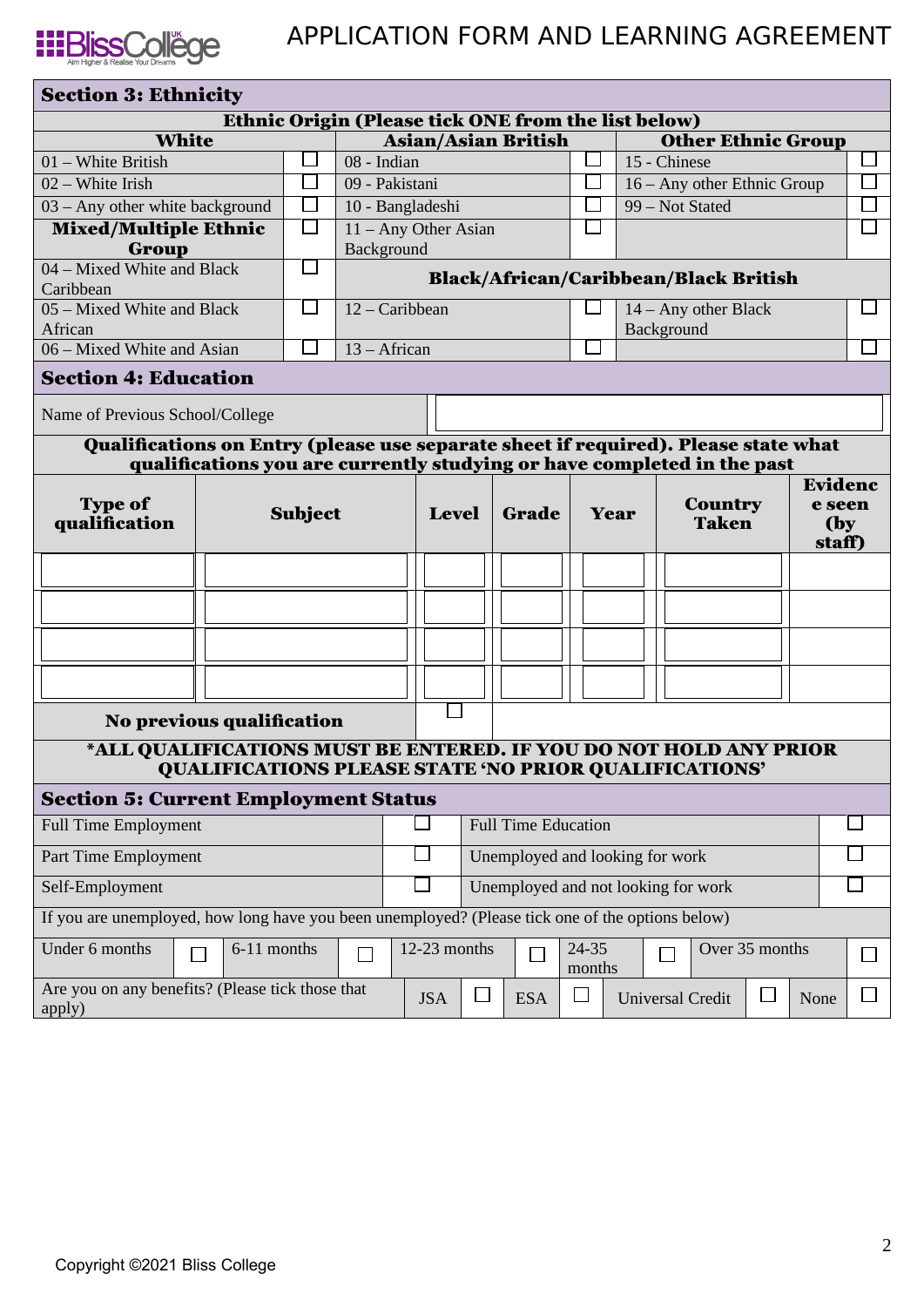# APPLICATION FORM AND LEARNING AGREEMENT

## Section 3: Ethnicity

**Ethnic Origin (Please tick ONE from the list below)**

| White | | Asian/Asian British | | Other Ethnic Group | |
|---|---|---|---|---|---|
| 01 – White British | ☐ | 08 - Indian | ☐ | 15 - Chinese | ☐ |
| 02 – White Irish | ☐ | 09 - Pakistani | ☐ | 16 – Any other Ethnic Group | ☐ |
| 03 – Any other white background | ☐ | 10 - Bangladeshi | ☐ | 99 – Not Stated | ☐ |
| **Mixed/Multiple Ethnic Group** | ☐ | 11 – Any Other Asian Background | ☐ | | ☐ |
| 04 – Mixed White and Black Caribbean | ☐ | **Black/African/Caribbean/Black British** | | | |
| 05 – Mixed White and Black African | ☐ | 12 – Caribbean | ☐ | 14 – Any other Black Background | ☐ |
| 06 – Mixed White and Asian | ☐ | 13 – African | ☐ | | ☐ |

## Section 4: Education

| Name of Previous School/College | |
|---|---|

**Qualifications on Entry (please use separate sheet if required). Please state what qualifications you are currently studying or have completed in the past**

| Type of qualification | Subject | Level | Grade | Year | Country Taken | Evidence seen (by staff) |
|---|---|---|---|---|---|---|
| | | | | | | |
| | | | | | | |
| | | | | | | |
| | | | | | | |
| **No previous qualification** | | ☐ | | | | |

**\*ALL QUALIFICATIONS MUST BE ENTERED. IF YOU DO NOT HOLD ANY PRIOR QUALIFICATIONS PLEASE STATE 'NO PRIOR QUALIFICATIONS'**

## Section 5: Current Employment Status

| | | | |
|---|---|---|---|
| Full Time Employment | ☐ | Full Time Education | ☐ |
| Part Time Employment | ☐ | Unemployed and looking for work | ☐ |
| Self-Employment | ☐ | Unemployed and not looking for work | ☐ |

If you are unemployed, how long have you been unemployed? (Please tick one of the options below)

| Under 6 months | ☐ | 6-11 months | ☐ | 12-23 months | ☐ | 24-35 months | ☐ | Over 35 months | ☐ |
|---|---|---|---|---|---|---|---|---|---|

| Are you on any benefits? (Please tick those that apply) | JSA | ☐ | ESA | ☐ | Universal Credit | ☐ | None | ☐ |
|---|---|---|---|---|---|---|---|---|

Copyright ©2021 Bliss College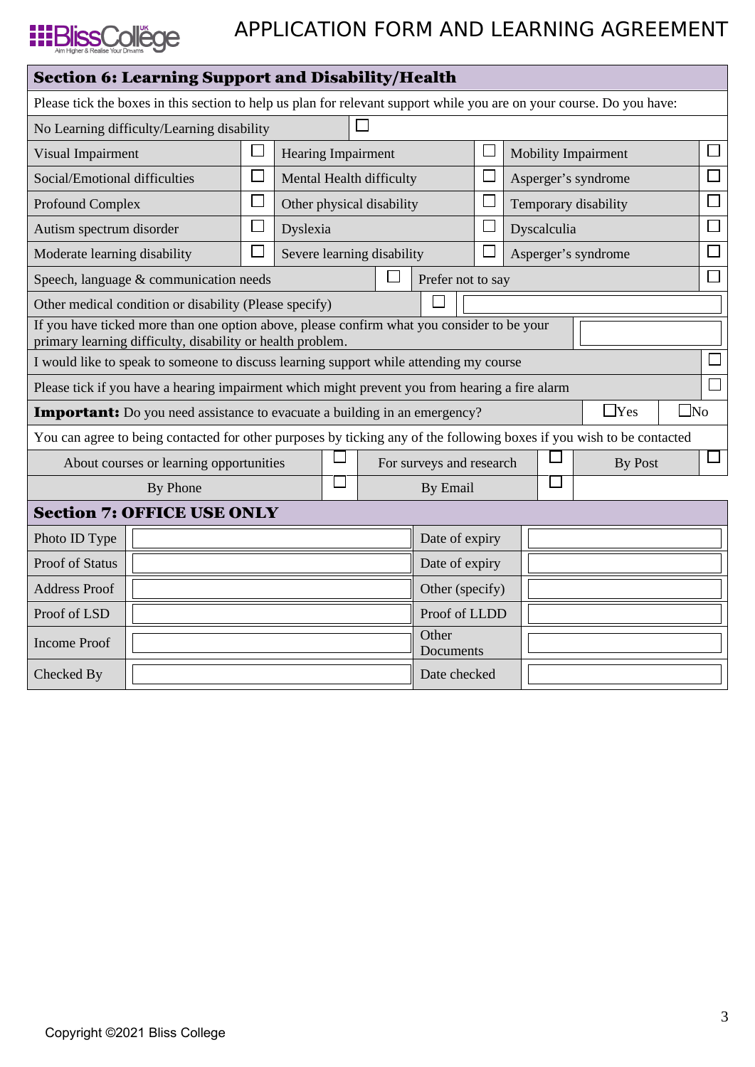# APPLICATION FORM AND LEARNING AGREEMENT

## Section 6: Learning Support and Disability/Health

Please tick the boxes in this section to help us plan for relevant support while you are on your course. Do you have:

| | | | | | |
|---|---|---|---|---|---|
| No Learning difficulty/Learning disability | ☐ | | | | |
| Visual Impairment | ☐ | Hearing Impairment | ☐ | Mobility Impairment | ☐ |
| Social/Emotional difficulties | ☐ | Mental Health difficulty | ☐ | Asperger's syndrome | ☐ |
| Profound Complex | ☐ | Other physical disability | ☐ | Temporary disability | ☐ |
| Autism spectrum disorder | ☐ | Dyslexia | ☐ | Dyscalculia | ☐ |
| Moderate learning disability | ☐ | Severe learning disability | ☐ | Asperger's syndrome | ☐ |
| Speech, language & communication needs | ☐ | Prefer not to say | ☐ | | |
| Other medical condition or disability (Please specify) | ☐ | | | | |

If you have ticked more than one option above, please confirm what you consider to be your primary learning difficulty, disability or health problem.

I would like to speak to someone to discuss learning support while attending my course ☐

Please tick if you have a hearing impairment which might prevent you from hearing a fire alarm ☐

**Important:** Do you need assistance to evacuate a building in an emergency? ☐Yes ☐No

You can agree to being contacted for other purposes by ticking any of the following boxes if you wish to be contacted

| | | | | | |
|---|---|---|---|---|---|
| About courses or learning opportunities | ☐ | For surveys and research | ☐ | By Post | ☐ |
| By Phone | ☐ | By Email | ☐ | | |

## Section 7: OFFICE USE ONLY

| | | | |
|---|---|---|---|
| Photo ID Type | | Date of expiry | |
| Proof of Status | | Date of expiry | |
| Address Proof | | Other (specify) | |
| Proof of LSD | | Proof of LLDD | |
| Income Proof | | Other Documents | |
| Checked By | | Date checked | |

Copyright ©2021 Bliss College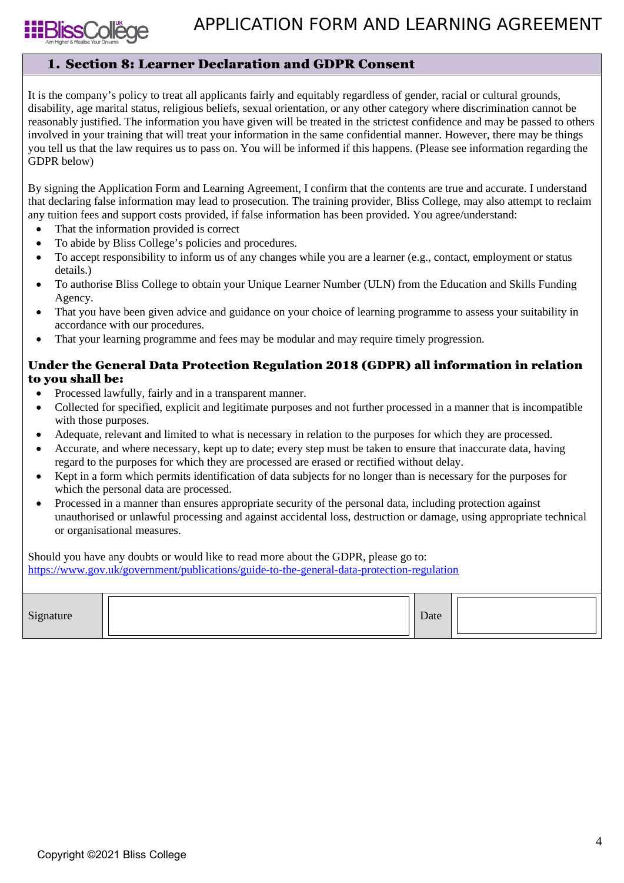## 1. Section 8: Learner Declaration and GDPR Consent

It is the company's policy to treat all applicants fairly and equitably regardless of gender, racial or cultural grounds, disability, age marital status, religious beliefs, sexual orientation, or any other category where discrimination cannot be reasonably justified. The information you have given will be treated in the strictest confidence and may be passed to others involved in your training that will treat your information in the same confidential manner. However, there may be things you tell us that the law requires us to pass on. You will be informed if this happens. (Please see information regarding the GDPR below)

By signing the Application Form and Learning Agreement, I confirm that the contents are true and accurate. I understand that declaring false information may lead to prosecution. The training provider, Bliss College, may also attempt to reclaim any tuition fees and support costs provided, if false information has been provided. You agree/understand:

- That the information provided is correct
- To abide by Bliss College's policies and procedures.
- To accept responsibility to inform us of any changes while you are a learner (e.g., contact, employment or status details.)
- To authorise Bliss College to obtain your Unique Learner Number (ULN) from the Education and Skills Funding Agency.
- That you have been given advice and guidance on your choice of learning programme to assess your suitability in accordance with our procedures.
- That your learning programme and fees may be modular and may require timely progression.

**Under the General Data Protection Regulation 2018 (GDPR) all information in relation to you shall be:**

- Processed lawfully, fairly and in a transparent manner.
- Collected for specified, explicit and legitimate purposes and not further processed in a manner that is incompatible with those purposes.
- Adequate, relevant and limited to what is necessary in relation to the purposes for which they are processed.
- Accurate, and where necessary, kept up to date; every step must be taken to ensure that inaccurate data, having regard to the purposes for which they are processed are erased or rectified without delay.
- Kept in a form which permits identification of data subjects for no longer than is necessary for the purposes for which the personal data are processed.
- Processed in a manner than ensures appropriate security of the personal data, including protection against unauthorised or unlawful processing and against accidental loss, destruction or damage, using appropriate technical or organisational measures.

Should you have any doubts or would like to read more about the GDPR, please go to: https://www.gov.uk/government/publications/guide-to-the-general-data-protection-regulation

| | | | |
|---|---|---|---|
| Signature | | Date | |

Copyright ©2021 Bliss College